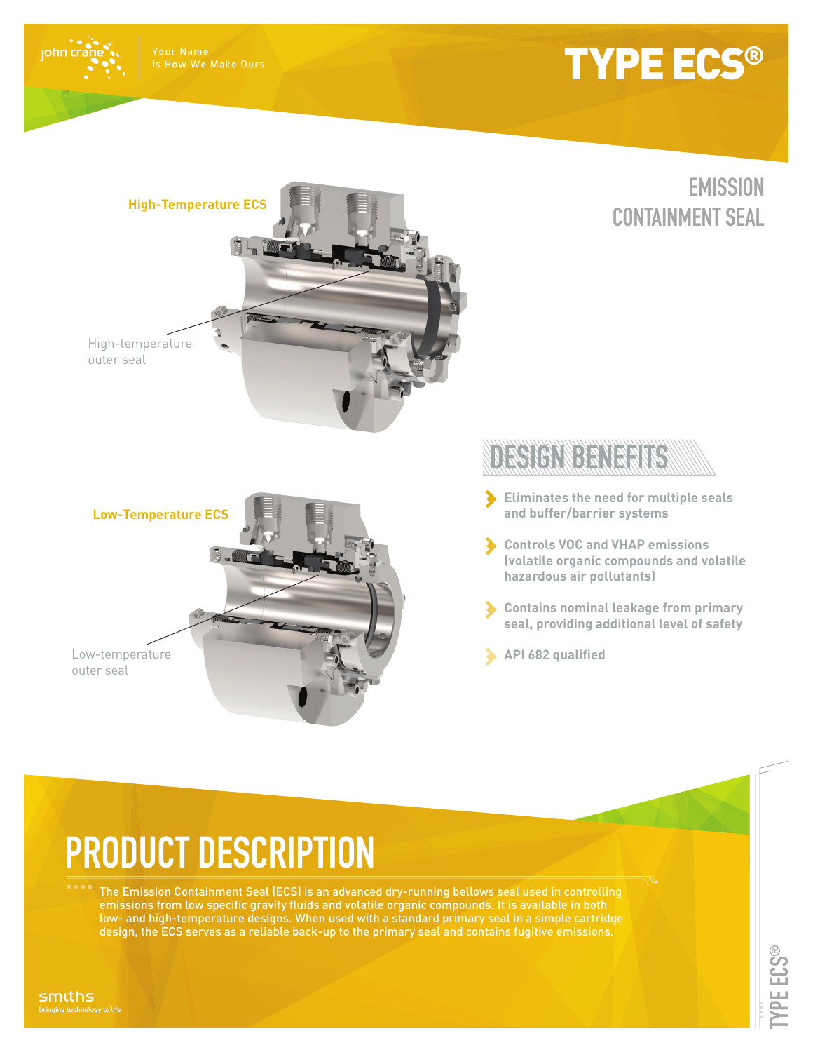john crane

Your Name
Is How We Make Ours

# TYPE ECS®

## EMISSION CONTAINMENT SEAL

**High-Temperature ECS**

High-temperature outer seal

**Low-Temperature ECS**

Low-temperature outer seal

## DESIGN BENEFITS

- **Eliminates the need for multiple seals and buffer/barrier systems**
- **Controls VOC and VHAP emissions (volatile organic compounds and volatile hazardous air pollutants)**
- **Contains nominal leakage from primary seal, providing additional level of safety**
- **API 682 qualified**

# PRODUCT DESCRIPTION

The Emission Containment Seal (ECS) is an advanced dry-running bellows seal used in controlling emissions from low specific gravity fluids and volatile organic compounds. It is available in both low- and high-temperature designs. When used with a standard primary seal in a simple cartridge design, the ECS serves as a reliable back-up to the primary seal and contains fugitive emissions.

smiths
bringing technology to life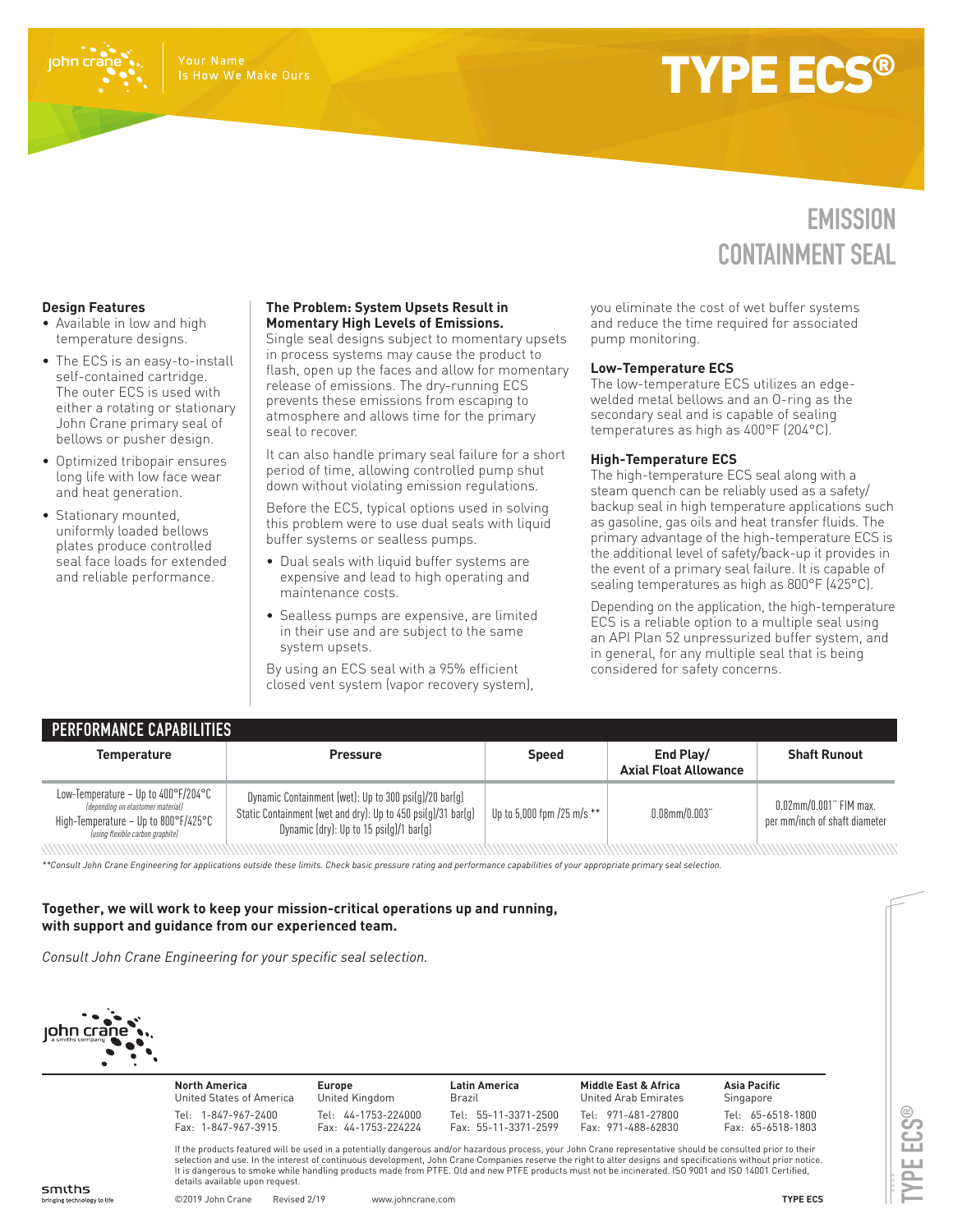# TYPE ECS®

## EMISSION CONTAINMENT SEAL

### Design Features

- Available in low and high temperature designs.
- The ECS is an easy-to-install self-contained cartridge. The outer ECS is used with either a rotating or stationary John Crane primary seal of bellows or pusher design.
- Optimized tribopair ensures long life with low face wear and heat generation.
- Stationary mounted, uniformly loaded bellows plates produce controlled seal face loads for extended and reliable performance.

### The Problem: System Upsets Result in Momentary High Levels of Emissions.

Single seal designs subject to momentary upsets in process systems may cause the product to flash, open up the faces and allow for momentary release of emissions. The dry-running ECS prevents these emissions from escaping to atmosphere and allows time for the primary seal to recover.

It can also handle primary seal failure for a short period of time, allowing controlled pump shut down without violating emission regulations.

Before the ECS, typical options used in solving this problem were to use dual seals with liquid buffer systems or sealless pumps.

- Dual seals with liquid buffer systems are expensive and lead to high operating and maintenance costs.
- Sealless pumps are expensive, are limited in their use and are subject to the same system upsets.

By using an ECS seal with a 95% efficient closed vent system (vapor recovery system), you eliminate the cost of wet buffer systems and reduce the time required for associated pump monitoring.

### Low-Temperature ECS

The low-temperature ECS utilizes an edge-welded metal bellows and an O-ring as the secondary seal and is capable of sealing temperatures as high as 400°F (204°C).

### High-Temperature ECS

The high-temperature ECS seal along with a steam quench can be reliably used as a safety/backup seal in high temperature applications such as gasoline, gas oils and heat transfer fluids. The primary advantage of the high-temperature ECS is the additional level of safety/back-up it provides in the event of a primary seal failure. It is capable of sealing temperatures as high as 800°F (425°C).

Depending on the application, the high-temperature ECS is a reliable option to a multiple seal using an API Plan 52 unpressurized buffer system, and in general, for any multiple seal that is being considered for safety concerns.

## PERFORMANCE CAPABILITIES

| Temperature | Pressure | Speed | End Play/ Axial Float Allowance | Shaft Runout |
|---|---|---|---|---|
| Low-Temperature – Up to 400°F/204°C *(depending on elastomer material)* High-Temperature – Up to 800°F/425°C *(using flexible carbon graphite)* | Dynamic Containment (wet): Up to 300 psi(g)/20 bar(g) Static Containment (wet and dry): Up to 450 psi(g)/31 bar(g) Dynamic (dry): Up to 15 psi(g)/1 bar(g) | Up to 5,000 fpm /25 m/s ** | 0.08mm/0.003" | 0.02mm/0.001" FIM max. per mm/inch of shaft diameter |

*\*\*Consult John Crane Engineering for applications outside these limits. Check basic pressure rating and performance capabilities of your appropriate primary seal selection.*

**Together, we will work to keep your mission-critical operations up and running, with support and guidance from our experienced team.**

*Consult John Crane Engineering for your specific seal selection.*

| North America | Europe | Latin America | Middle East & Africa | Asia Pacific |
|---|---|---|---|---|
| United States of America | United Kingdom | Brazil | United Arab Emirates | Singapore |
| Tel: 1-847-967-2400 | Tel: 44-1753-224000 | Tel: 55-11-3371-2500 | Tel: 971-481-27800 | Tel: 65-6518-1800 |
| Fax: 1-847-967-3915 | Fax: 44-1753-224224 | Fax: 55-11-3371-2599 | Fax: 971-488-62830 | Fax: 65-6518-1803 |

If the products featured will be used in a potentially dangerous and/or hazardous process, your John Crane representative should be consulted prior to their selection and use. In the interest of continuous development, John Crane Companies reserve the right to alter designs and specifications without prior notice. It is dangerous to smoke while handling products made from PTFE. Old and new PTFE products must not be incinerated. ISO 9001 and ISO 14001 Certified, details available upon request.

©2019 John Crane Revised 2/19 www.johncrane.com